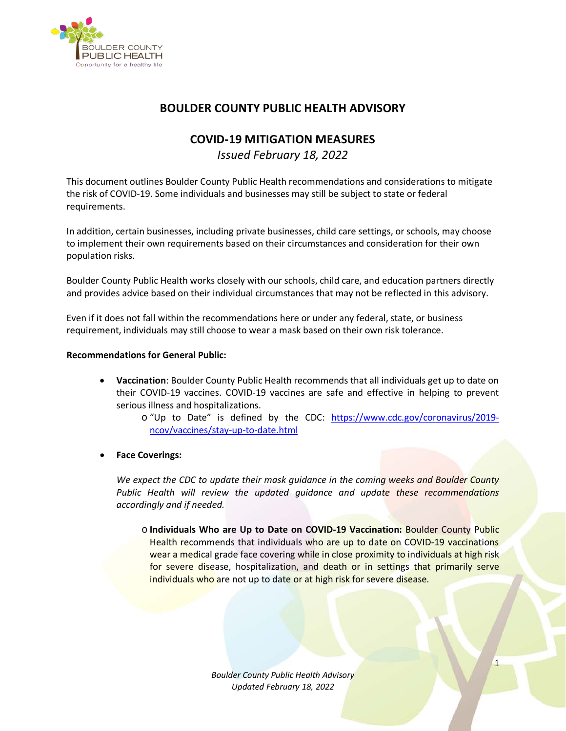# BOULDER COUNTY PUBLIC HEALTH ADVISORY

## COVID-19 MITIGATION MEASURES

*Issued February 18, 2022*

This document outlines Boulder County Public Health recommendations and considerations to mitigate the risk of COVID-19. Some individuals and businesses may still be subject to state or federal requirements.

In addition, certain businesses, including private businesses, child care settings, or schools, may choose to implement their own requirements based on their circumstances and consideration for their own population risks.

Boulder County Public Health works closely with our schools, child care, and education partners directly and provides advice based on their individual circumstances that may not be reflected in this advisory.

Even if it does not fall within the recommendations here or under any federal, state, or business requirement, individuals may still choose to wear a mask based on their own risk tolerance.

**Recommendations for General Public:**

- **Vaccination**: Boulder County Public Health recommends that all individuals get up to date on their COVID-19 vaccines. COVID-19 vaccines are safe and effective in helping to prevent serious illness and hospitalizations.
  - "Up to Date" is defined by the CDC: [https://www.cdc.gov/coronavirus/2019-ncov/vaccines/stay-up-to-date.html](https://www.cdc.gov/coronavirus/2019-ncov/vaccines/stay-up-to-date.html)

- **Face Coverings:**

  *We expect the CDC to update their mask guidance in the coming weeks and Boulder County Public Health will review the updated guidance and update these recommendations accordingly and if needed.*

  - **Individuals Who are Up to Date on COVID-19 Vaccination:** Boulder County Public Health recommends that individuals who are up to date on COVID-19 vaccinations wear a medical grade face covering while in close proximity to individuals at high risk for severe disease, hospitalization, and death or in settings that primarily serve individuals who are not up to date or at high risk for severe disease.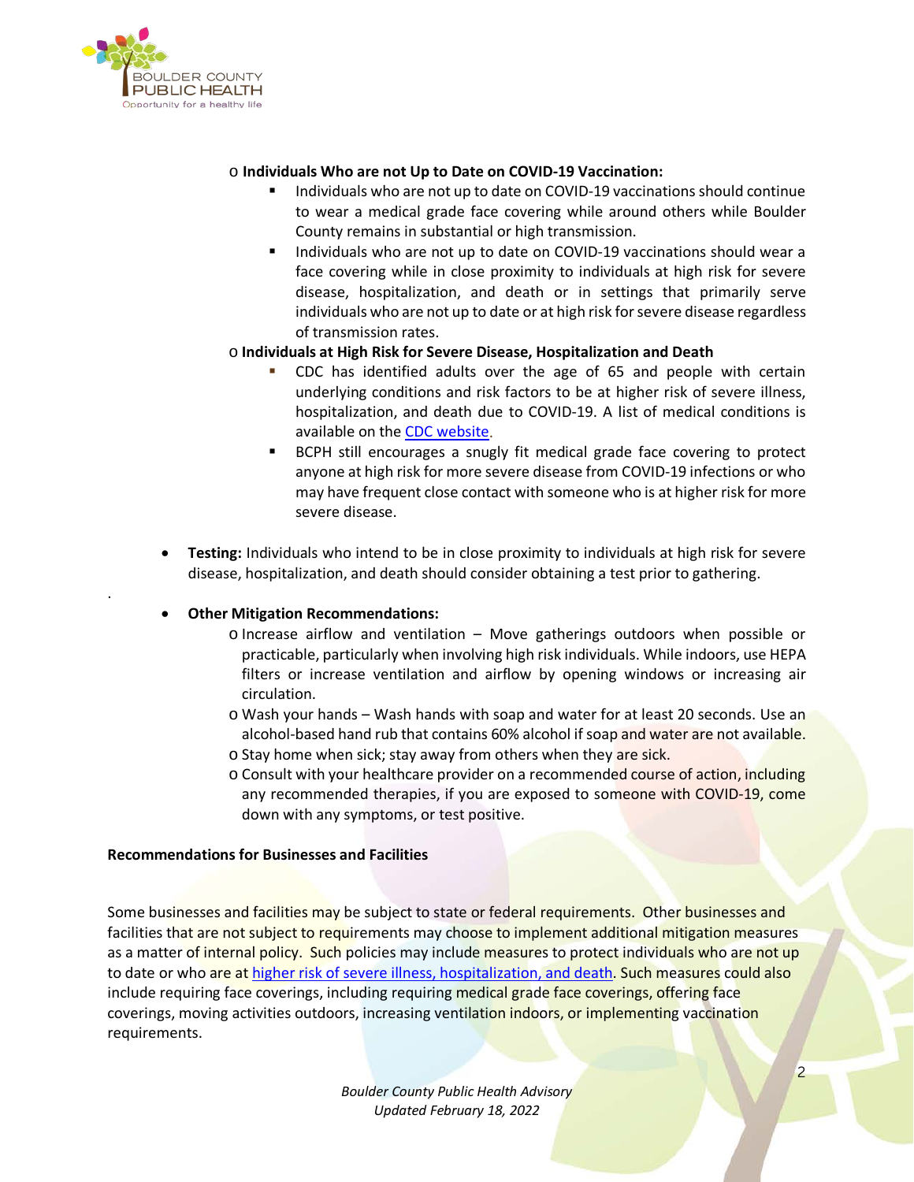- **Individuals Who are not Up to Date on COVID-19 Vaccination:**
  - Individuals who are not up to date on COVID-19 vaccinations should continue to wear a medical grade face covering while around others while Boulder County remains in substantial or high transmission.
  - Individuals who are not up to date on COVID-19 vaccinations should wear a face covering while in close proximity to individuals at high risk for severe disease, hospitalization, and death or in settings that primarily serve individuals who are not up to date or at high risk for severe disease regardless of transmission rates.
- **Individuals at High Risk for Severe Disease, Hospitalization and Death**
  - CDC has identified adults over the age of 65 and people with certain underlying conditions and risk factors to be at higher risk of severe illness, hospitalization, and death due to COVID-19. A list of medical conditions is available on the [CDC website](CDC website).
  - BCPH still encourages a snugly fit medical grade face covering to protect anyone at high risk for more severe disease from COVID-19 infections or who may have frequent close contact with someone who is at higher risk for more severe disease.

- **Testing:** Individuals who intend to be in close proximity to individuals at high risk for severe disease, hospitalization, and death should consider obtaining a test prior to gathering.

- **Other Mitigation Recommendations:**
  - Increase airflow and ventilation – Move gatherings outdoors when possible or practicable, particularly when involving high risk individuals. While indoors, use HEPA filters or increase ventilation and airflow by opening windows or increasing air circulation.
  - Wash your hands – Wash hands with soap and water for at least 20 seconds. Use an alcohol-based hand rub that contains 60% alcohol if soap and water are not available.
  - Stay home when sick; stay away from others when they are sick.
  - Consult with your healthcare provider on a recommended course of action, including any recommended therapies, if you are exposed to someone with COVID-19, come down with any symptoms, or test positive.

**Recommendations for Businesses and Facilities**

Some businesses and facilities may be subject to state or federal requirements. Other businesses and facilities that are not subject to requirements may choose to implement additional mitigation measures as a matter of internal policy. Such policies may include measures to protect individuals who are not up to date or who are at higher risk of severe illness, hospitalization, and death. Such measures could also include requiring face coverings, including requiring medical grade face coverings, offering face coverings, moving activities outdoors, increasing ventilation indoors, or implementing vaccination requirements.